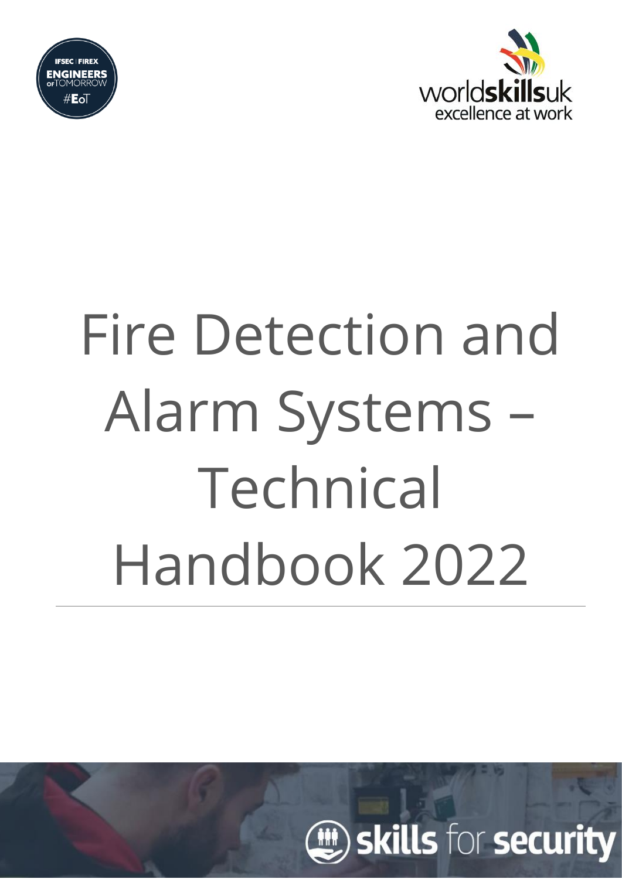# Fire Detection and Alarm Systems – Technical Handbook 2022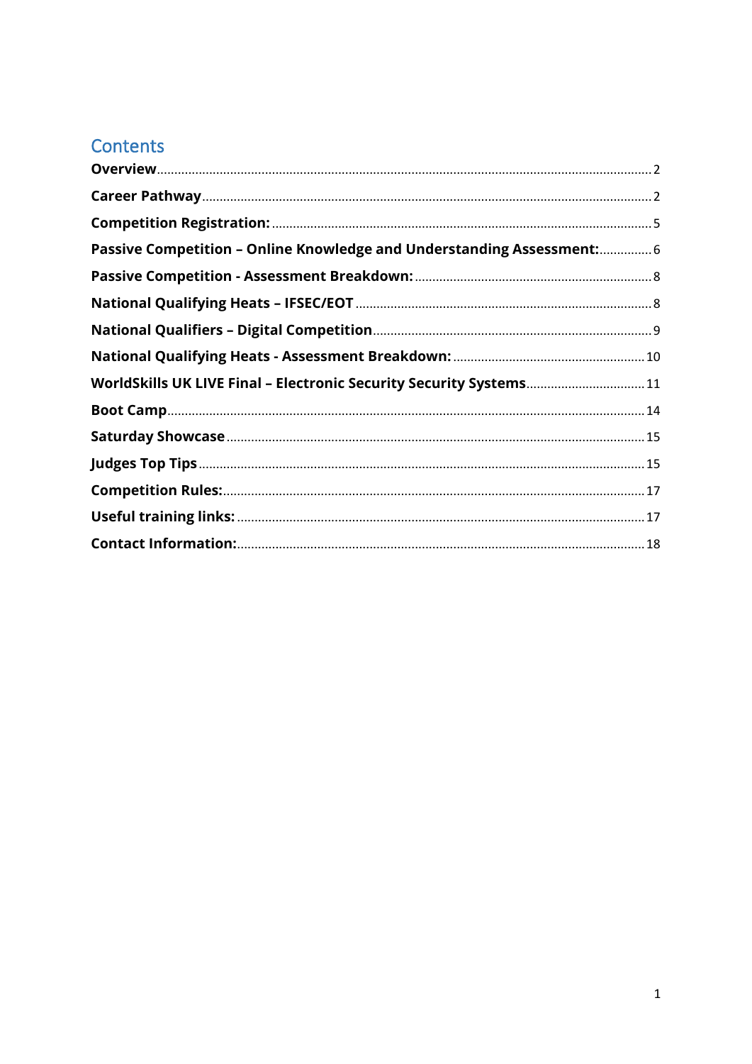# Contents

| | |
|---|---|
| **Overview** | 2 |
| **Career Pathway** | 2 |
| **Competition Registration:** | 5 |
| **Passive Competition – Online Knowledge and Understanding Assessment:** | 6 |
| **Passive Competition - Assessment Breakdown:** | 8 |
| **National Qualifying Heats – IFSEC/EOT** | 8 |
| **National Qualifiers – Digital Competition** | 9 |
| **National Qualifying Heats - Assessment Breakdown:** | 10 |
| **WorldSkills UK LIVE Final – Electronic Security Security Systems** | 11 |
| **Boot Camp** | 14 |
| **Saturday Showcase** | 15 |
| **Judges Top Tips** | 15 |
| **Competition Rules:** | 17 |
| **Useful training links:** | 17 |
| **Contact Information:** | 18 |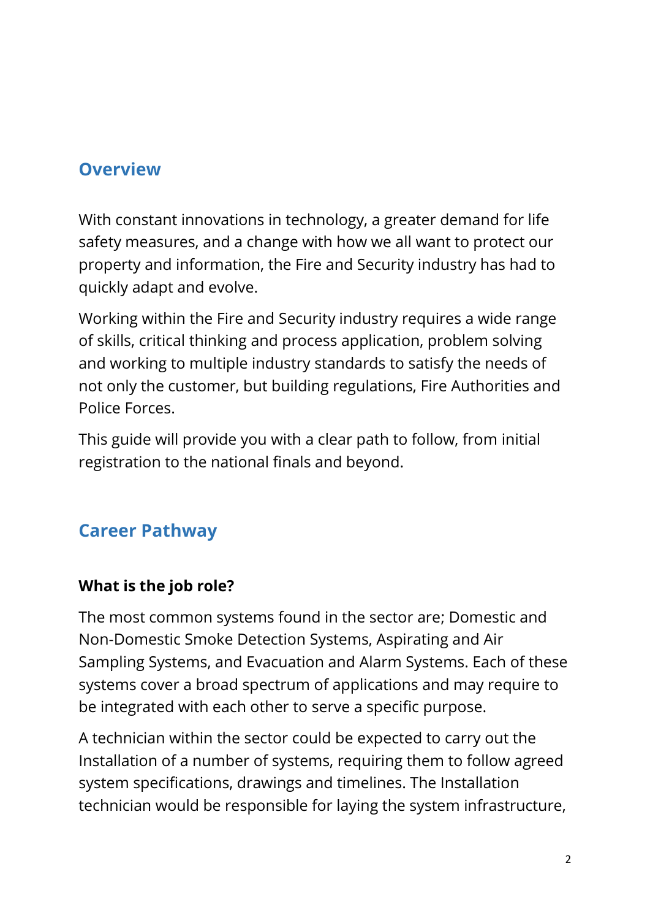## Overview

With constant innovations in technology, a greater demand for life safety measures, and a change with how we all want to protect our property and information, the Fire and Security industry has had to quickly adapt and evolve.

Working within the Fire and Security industry requires a wide range of skills, critical thinking and process application, problem solving and working to multiple industry standards to satisfy the needs of not only the customer, but building regulations, Fire Authorities and Police Forces.

This guide will provide you with a clear path to follow, from initial registration to the national finals and beyond.

## Career Pathway

### What is the job role?

The most common systems found in the sector are; Domestic and Non-Domestic Smoke Detection Systems, Aspirating and Air Sampling Systems, and Evacuation and Alarm Systems. Each of these systems cover a broad spectrum of applications and may require to be integrated with each other to serve a specific purpose.

A technician within the sector could be expected to carry out the Installation of a number of systems, requiring them to follow agreed system specifications, drawings and timelines. The Installation technician would be responsible for laying the system infrastructure,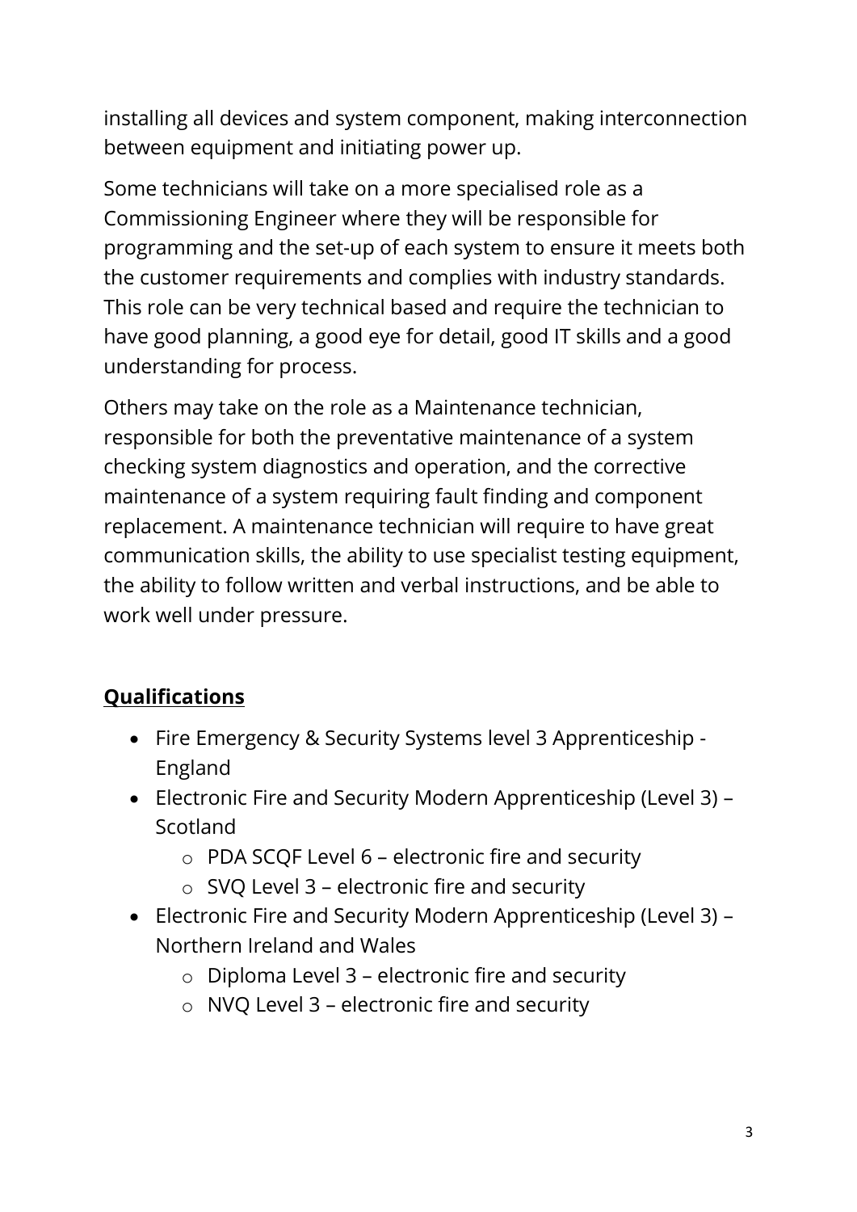installing all devices and system component, making interconnection between equipment and initiating power up.

Some technicians will take on a more specialised role as a Commissioning Engineer where they will be responsible for programming and the set-up of each system to ensure it meets both the customer requirements and complies with industry standards. This role can be very technical based and require the technician to have good planning, a good eye for detail, good IT skills and a good understanding for process.

Others may take on the role as a Maintenance technician, responsible for both the preventative maintenance of a system checking system diagnostics and operation, and the corrective maintenance of a system requiring fault finding and component replacement. A maintenance technician will require to have great communication skills, the ability to use specialist testing equipment, the ability to follow written and verbal instructions, and be able to work well under pressure.

## Qualifications

- Fire Emergency & Security Systems level 3 Apprenticeship - England
- Electronic Fire and Security Modern Apprenticeship (Level 3) – Scotland
    - PDA SCQF Level 6 – electronic fire and security
    - SVQ Level 3 – electronic fire and security
- Electronic Fire and Security Modern Apprenticeship (Level 3) – Northern Ireland and Wales
    - Diploma Level 3 – electronic fire and security
    - NVQ Level 3 – electronic fire and security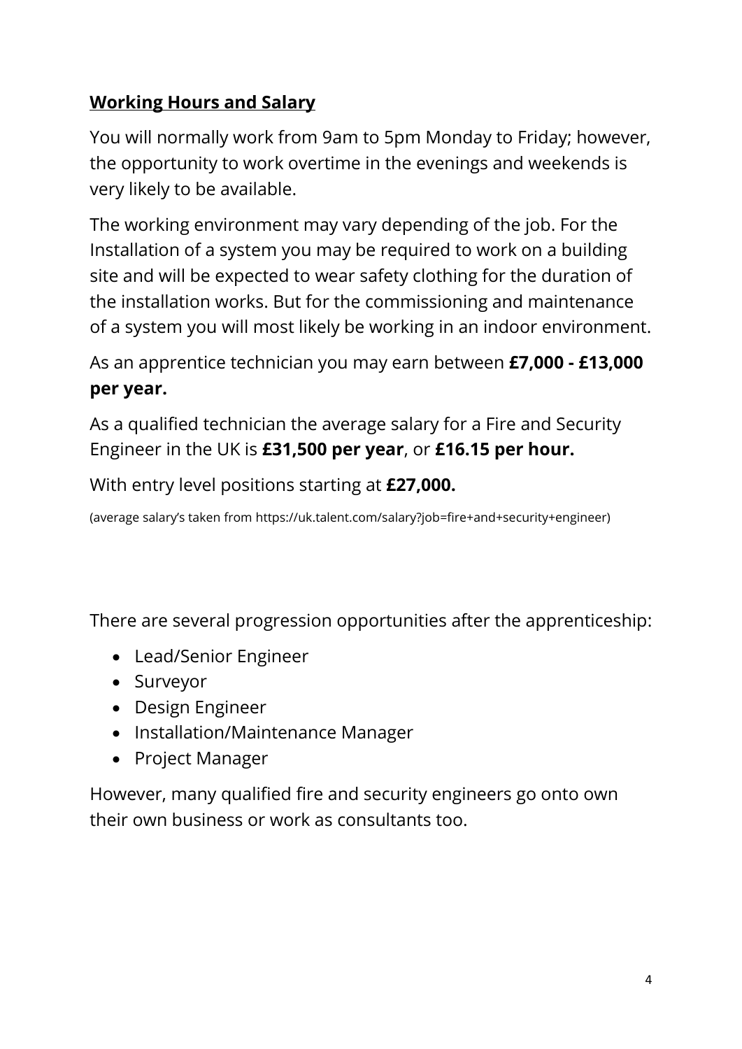## **Working Hours and Salary**

You will normally work from 9am to 5pm Monday to Friday; however, the opportunity to work overtime in the evenings and weekends is very likely to be available.

The working environment may vary depending of the job. For the Installation of a system you may be required to work on a building site and will be expected to wear safety clothing for the duration of the installation works. But for the commissioning and maintenance of a system you will most likely be working in an indoor environment.

As an apprentice technician you may earn between **£7,000 - £13,000 per year.**

As a qualified technician the average salary for a Fire and Security Engineer in the UK is **£31,500 per year**, or **£16.15 per hour.**

With entry level positions starting at **£27,000.**

(average salary's taken from https://uk.talent.com/salary?job=fire+and+security+engineer)

There are several progression opportunities after the apprenticeship:

- Lead/Senior Engineer
- Surveyor
- Design Engineer
- Installation/Maintenance Manager
- Project Manager

However, many qualified fire and security engineers go onto own their own business or work as consultants too.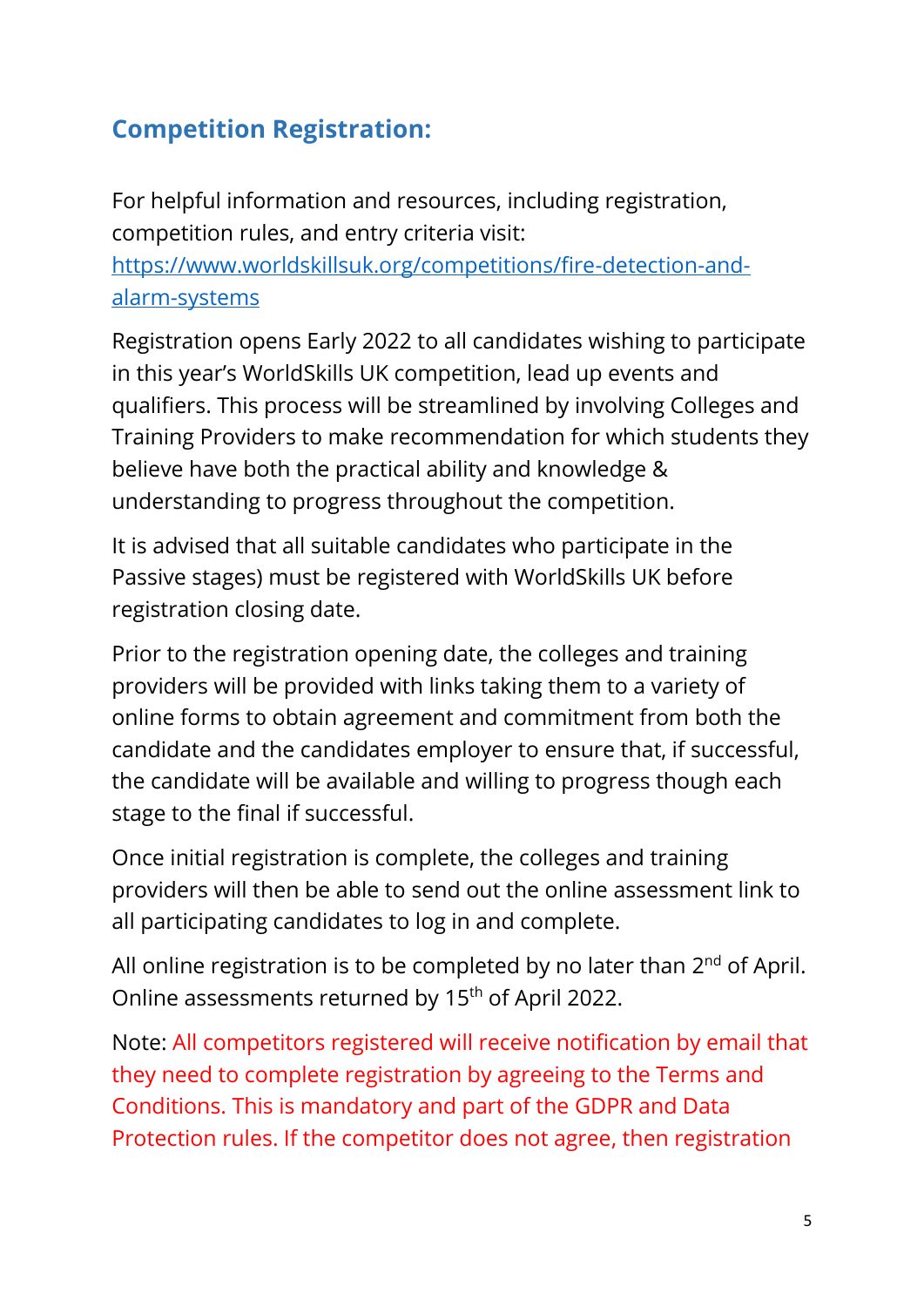## Competition Registration:

For helpful information and resources, including registration, competition rules, and entry criteria visit: [https://www.worldskillsuk.org/competitions/fire-detection-and-alarm-systems](https://www.worldskillsuk.org/competitions/fire-detection-and-alarm-systems)

Registration opens Early 2022 to all candidates wishing to participate in this year's WorldSkills UK competition, lead up events and qualifiers. This process will be streamlined by involving Colleges and Training Providers to make recommendation for which students they believe have both the practical ability and knowledge & understanding to progress throughout the competition.

It is advised that all suitable candidates who participate in the Passive stages) must be registered with WorldSkills UK before registration closing date.

Prior to the registration opening date, the colleges and training providers will be provided with links taking them to a variety of online forms to obtain agreement and commitment from both the candidate and the candidates employer to ensure that, if successful, the candidate will be available and willing to progress though each stage to the final if successful.

Once initial registration is complete, the colleges and training providers will then be able to send out the online assessment link to all participating candidates to log in and complete.

All online registration is to be completed by no later than 2nd of April. Online assessments returned by 15th of April 2022.

Note: All competitors registered will receive notification by email that they need to complete registration by agreeing to the Terms and Conditions. This is mandatory and part of the GDPR and Data Protection rules. If the competitor does not agree, then registration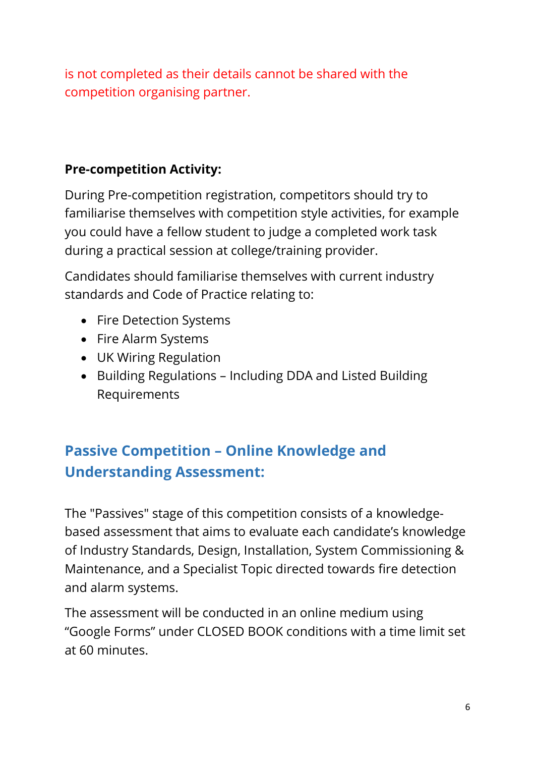is not completed as their details cannot be shared with the competition organising partner.

**Pre-competition Activity:**

During Pre-competition registration, competitors should try to familiarise themselves with competition style activities, for example you could have a fellow student to judge a completed work task during a practical session at college/training provider.

Candidates should familiarise themselves with current industry standards and Code of Practice relating to:

- Fire Detection Systems
- Fire Alarm Systems
- UK Wiring Regulation
- Building Regulations – Including DDA and Listed Building Requirements

## Passive Competition – Online Knowledge and Understanding Assessment:

The "Passives" stage of this competition consists of a knowledge-based assessment that aims to evaluate each candidate's knowledge of Industry Standards, Design, Installation, System Commissioning & Maintenance, and a Specialist Topic directed towards fire detection and alarm systems.

The assessment will be conducted in an online medium using "Google Forms" under CLOSED BOOK conditions with a time limit set at 60 minutes.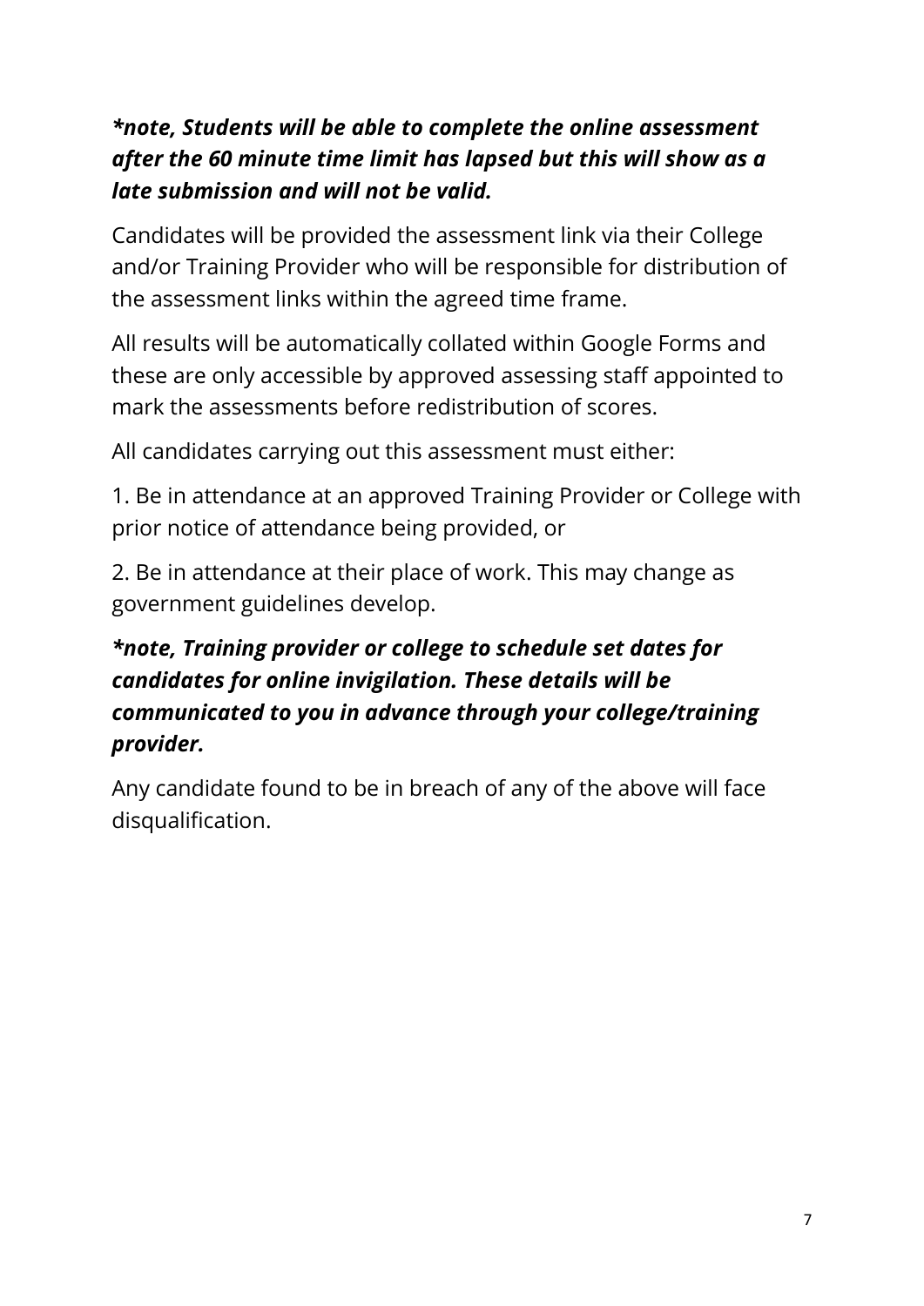***note, Students will be able to complete the online assessment after the 60 minute time limit has lapsed but this will show as a late submission and will not be valid.**

Candidates will be provided the assessment link via their College and/or Training Provider who will be responsible for distribution of the assessment links within the agreed time frame.

All results will be automatically collated within Google Forms and these are only accessible by approved assessing staff appointed to mark the assessments before redistribution of scores.

All candidates carrying out this assessment must either:

1. Be in attendance at an approved Training Provider or College with prior notice of attendance being provided, or

2. Be in attendance at their place of work. This may change as government guidelines develop.

***note, Training provider or college to schedule set dates for candidates for online invigilation. These details will be communicated to you in advance through your college/training provider.**

Any candidate found to be in breach of any of the above will face disqualification.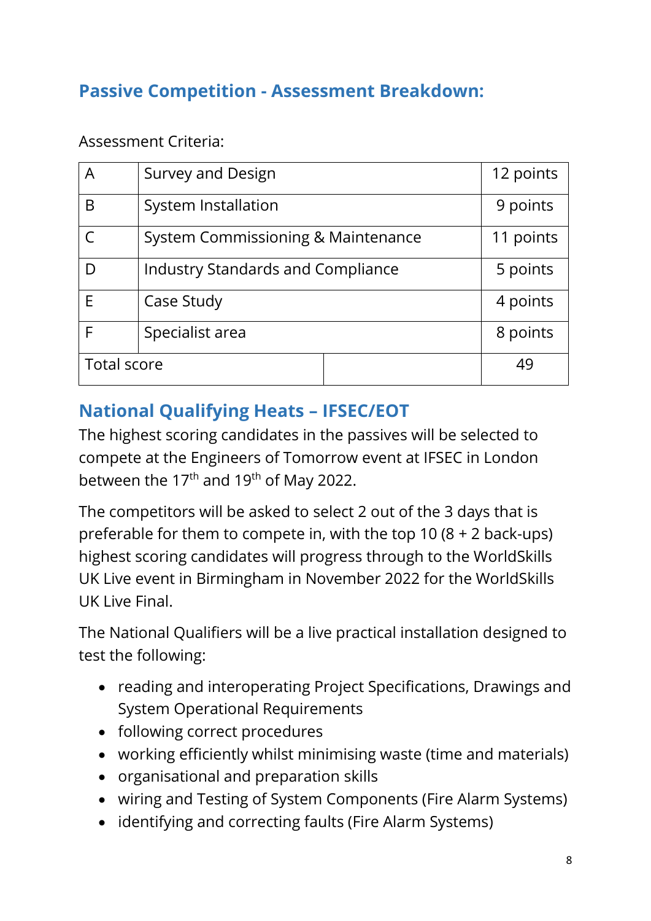## Passive Competition - Assessment Breakdown:

Assessment Criteria:

| | | | |
|---|---|---|---|
| A | Survey and Design | | 12 points |
| B | System Installation | | 9 points |
| C | System Commissioning & Maintenance | | 11 points |
| D | Industry Standards and Compliance | | 5 points |
| E | Case Study | | 4 points |
| F | Specialist area | | 8 points |
| Total score | | | 49 |

## National Qualifying Heats – IFSEC/EOT

The highest scoring candidates in the passives will be selected to compete at the Engineers of Tomorrow event at IFSEC in London between the 17th and 19th of May 2022.

The competitors will be asked to select 2 out of the 3 days that is preferable for them to compete in, with the top 10 (8 + 2 back-ups) highest scoring candidates will progress through to the WorldSkills UK Live event in Birmingham in November 2022 for the WorldSkills UK Live Final.

The National Qualifiers will be a live practical installation designed to test the following:

- reading and interoperating Project Specifications, Drawings and System Operational Requirements
- following correct procedures
- working efficiently whilst minimising waste (time and materials)
- organisational and preparation skills
- wiring and Testing of System Components (Fire Alarm Systems)
- identifying and correcting faults (Fire Alarm Systems)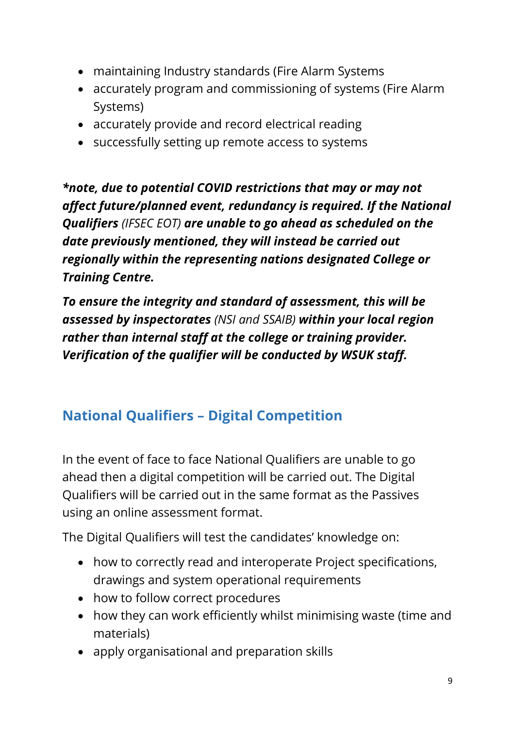- maintaining Industry standards (Fire Alarm Systems
- accurately program and commissioning of systems (Fire Alarm Systems)
- accurately provide and record electrical reading
- successfully setting up remote access to systems

***\*note, due to potential COVID restrictions that may or may not affect future/planned event, redundancy is required. If the National Qualifiers** (IFSEC EOT) **are unable to go ahead as scheduled on the date previously mentioned, they will instead be carried out regionally within the representing nations designated College or Training Centre.***

***To ensure the integrity and standard of assessment, this will be assessed by inspectorates** (NSI and SSAIB) **within your local region rather than internal staff at the college or training provider. Verification of the qualifier will be conducted by WSUK staff.***

## National Qualifiers – Digital Competition

In the event of face to face National Qualifiers are unable to go ahead then a digital competition will be carried out. The Digital Qualifiers will be carried out in the same format as the Passives using an online assessment format.

The Digital Qualifiers will test the candidates' knowledge on:

- how to correctly read and interoperate Project specifications, drawings and system operational requirements
- how to follow correct procedures
- how they can work efficiently whilst minimising waste (time and materials)
- apply organisational and preparation skills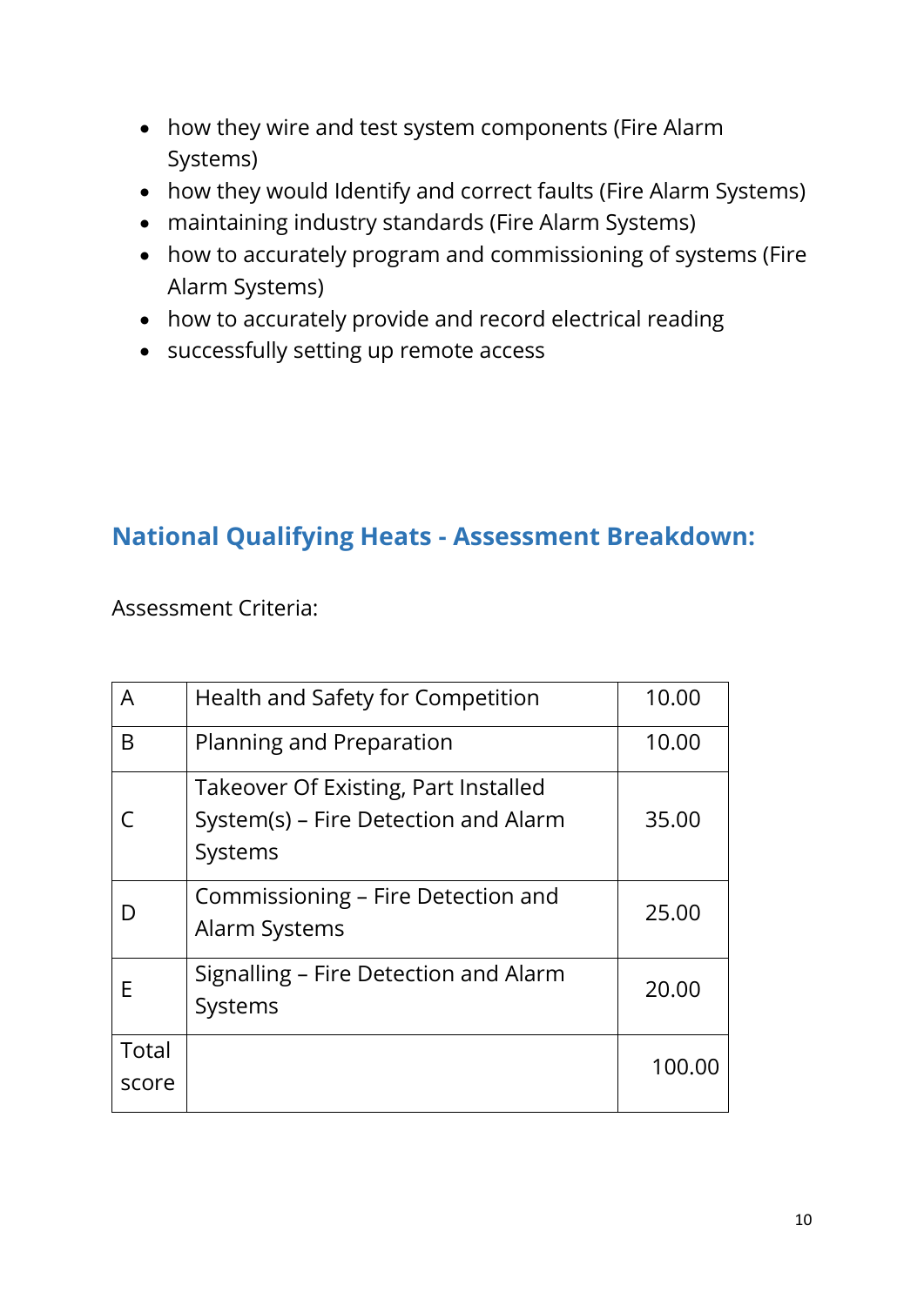- how they wire and test system components (Fire Alarm Systems)
- how they would Identify and correct faults (Fire Alarm Systems)
- maintaining industry standards (Fire Alarm Systems)
- how to accurately program and commissioning of systems (Fire Alarm Systems)
- how to accurately provide and record electrical reading
- successfully setting up remote access

## National Qualifying Heats - Assessment Breakdown:

Assessment Criteria:

| | | |
|---|---|---|
| A | Health and Safety for Competition | 10.00 |
| B | Planning and Preparation | 10.00 |
| C | Takeover Of Existing, Part Installed System(s) – Fire Detection and Alarm Systems | 35.00 |
| D | Commissioning – Fire Detection and Alarm Systems | 25.00 |
| E | Signalling – Fire Detection and Alarm Systems | 20.00 |
| Total score | | 100.00 |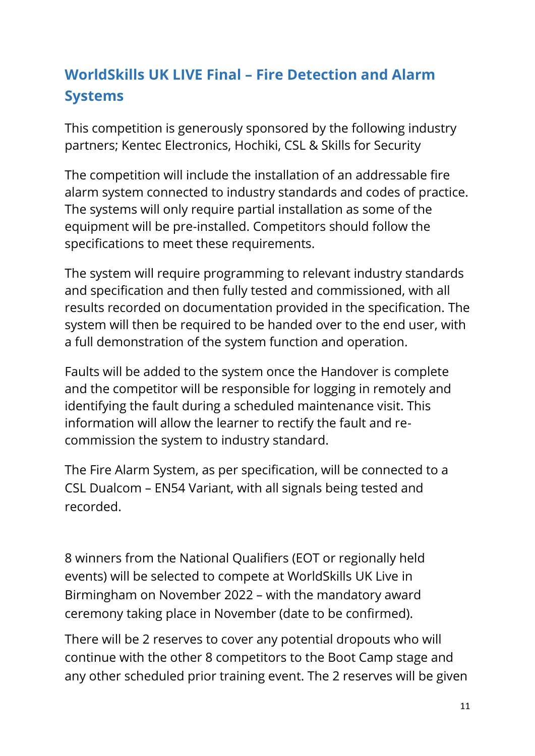## WorldSkills UK LIVE Final – Fire Detection and Alarm Systems

This competition is generously sponsored by the following industry partners; Kentec Electronics, Hochiki, CSL & Skills for Security

The competition will include the installation of an addressable fire alarm system connected to industry standards and codes of practice. The systems will only require partial installation as some of the equipment will be pre-installed. Competitors should follow the specifications to meet these requirements.

The system will require programming to relevant industry standards and specification and then fully tested and commissioned, with all results recorded on documentation provided in the specification. The system will then be required to be handed over to the end user, with a full demonstration of the system function and operation.

Faults will be added to the system once the Handover is complete and the competitor will be responsible for logging in remotely and identifying the fault during a scheduled maintenance visit. This information will allow the learner to rectify the fault and re-commission the system to industry standard.

The Fire Alarm System, as per specification, will be connected to a CSL Dualcom – EN54 Variant, with all signals being tested and recorded.

8 winners from the National Qualifiers (EOT or regionally held events) will be selected to compete at WorldSkills UK Live in Birmingham on November 2022 – with the mandatory award ceremony taking place in November (date to be confirmed).

There will be 2 reserves to cover any potential dropouts who will continue with the other 8 competitors to the Boot Camp stage and any other scheduled prior training event. The 2 reserves will be given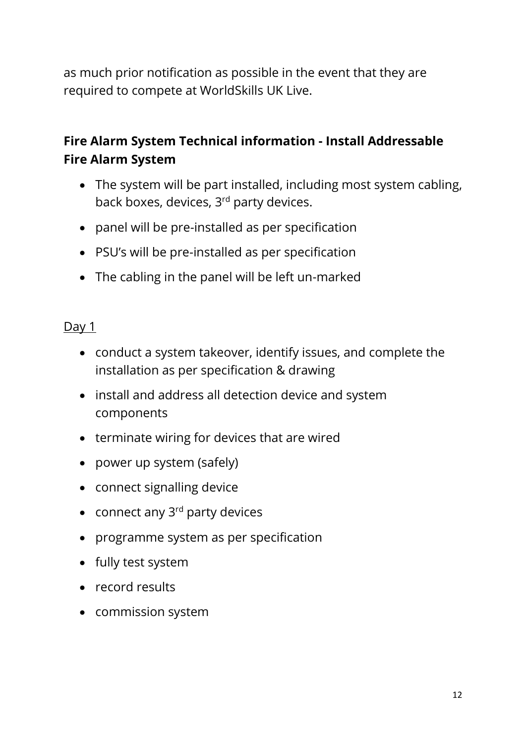as much prior notification as possible in the event that they are required to compete at WorldSkills UK Live.

**Fire Alarm System Technical information - Install Addressable Fire Alarm System**

- The system will be part installed, including most system cabling, back boxes, devices, 3rd party devices.
- panel will be pre-installed as per specification
- PSU's will be pre-installed as per specification
- The cabling in the panel will be left un-marked

Day 1

- conduct a system takeover, identify issues, and complete the installation as per specification & drawing
- install and address all detection device and system components
- terminate wiring for devices that are wired
- power up system (safely)
- connect signalling device
- connect any 3rd party devices
- programme system as per specification
- fully test system
- record results
- commission system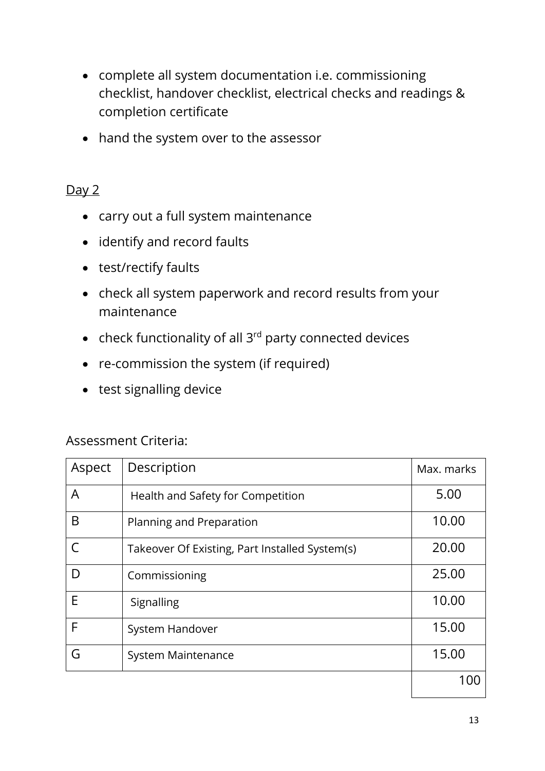- complete all system documentation i.e. commissioning checklist, handover checklist, electrical checks and readings & completion certificate
- hand the system over to the assessor

Day 2

- carry out a full system maintenance
- identify and record faults
- test/rectify faults
- check all system paperwork and record results from your maintenance
- check functionality of all 3rd party connected devices
- re-commission the system (if required)
- test signalling device

Assessment Criteria:

| Aspect | Description | Max. marks |
| --- | --- | --- |
| A | Health and Safety for Competition | 5.00 |
| B | Planning and Preparation | 10.00 |
| C | Takeover Of Existing, Part Installed System(s) | 20.00 |
| D | Commissioning | 25.00 |
| E | Signalling | 10.00 |
| F | System Handover | 15.00 |
| G | System Maintenance | 15.00 |
| | | 100 |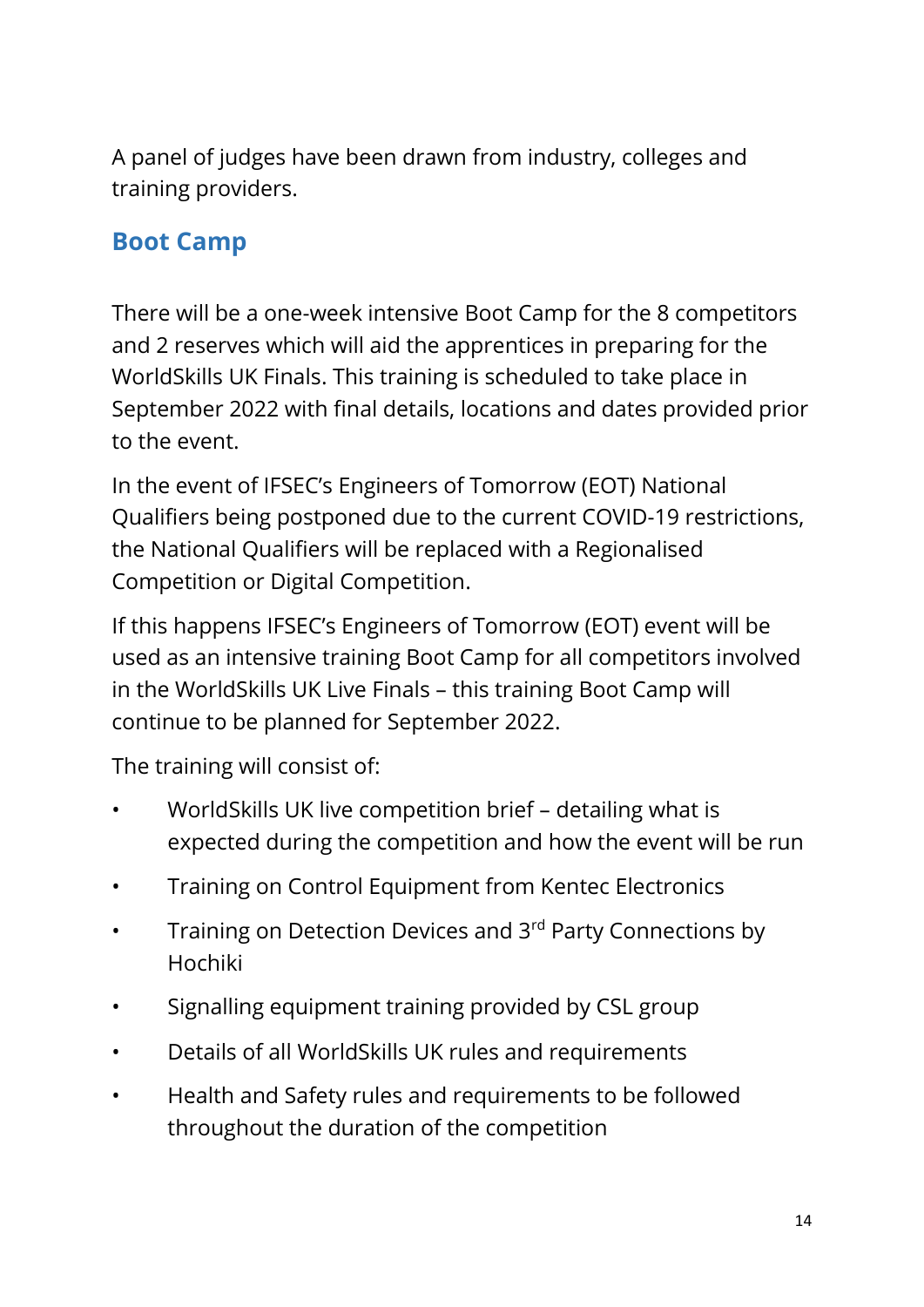A panel of judges have been drawn from industry, colleges and training providers.

## Boot Camp

There will be a one-week intensive Boot Camp for the 8 competitors and 2 reserves which will aid the apprentices in preparing for the WorldSkills UK Finals. This training is scheduled to take place in September 2022 with final details, locations and dates provided prior to the event.

In the event of IFSEC's Engineers of Tomorrow (EOT) National Qualifiers being postponed due to the current COVID-19 restrictions, the National Qualifiers will be replaced with a Regionalised Competition or Digital Competition.

If this happens IFSEC's Engineers of Tomorrow (EOT) event will be used as an intensive training Boot Camp for all competitors involved in the WorldSkills UK Live Finals – this training Boot Camp will continue to be planned for September 2022.

The training will consist of:

- WorldSkills UK live competition brief – detailing what is expected during the competition and how the event will be run
- Training on Control Equipment from Kentec Electronics
- Training on Detection Devices and 3rd Party Connections by Hochiki
- Signalling equipment training provided by CSL group
- Details of all WorldSkills UK rules and requirements
- Health and Safety rules and requirements to be followed throughout the duration of the competition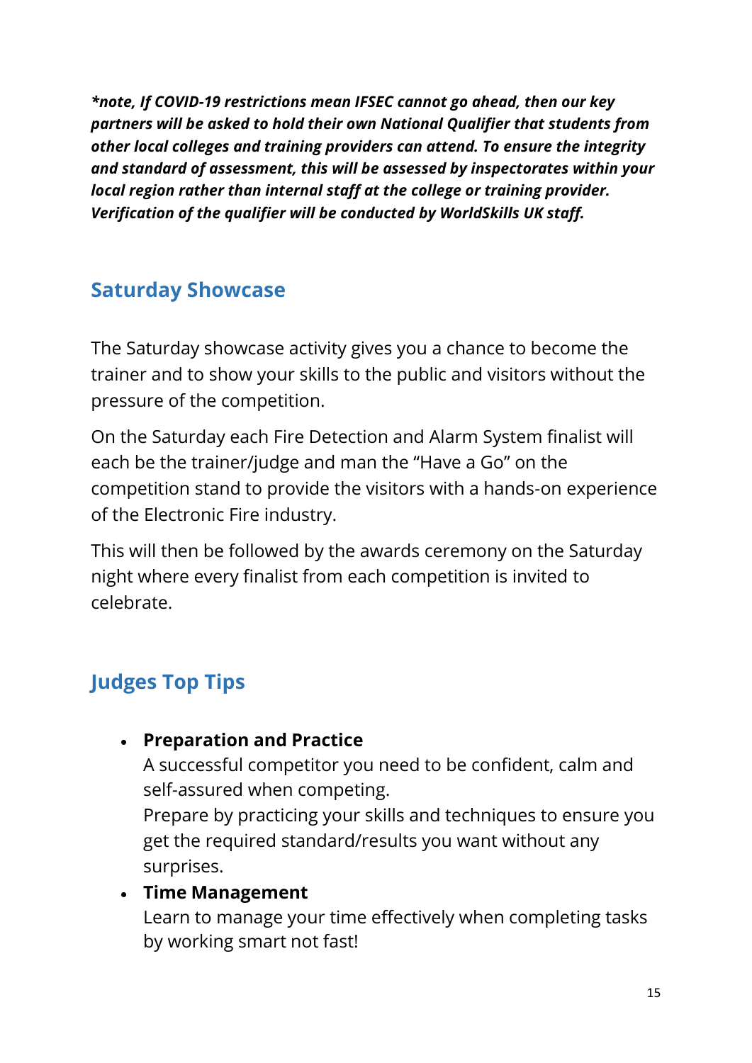***note, If COVID-19 restrictions mean IFSEC cannot go ahead, then our key partners will be asked to hold their own National Qualifier that students from other local colleges and training providers can attend. To ensure the integrity and standard of assessment, this will be assessed by inspectorates within your local region rather than internal staff at the college or training provider. Verification of the qualifier will be conducted by WorldSkills UK staff.***

## Saturday Showcase

The Saturday showcase activity gives you a chance to become the trainer and to show your skills to the public and visitors without the pressure of the competition.

On the Saturday each Fire Detection and Alarm System finalist will each be the trainer/judge and man the “Have a Go” on the competition stand to provide the visitors with a hands-on experience of the Electronic Fire industry.

This will then be followed by the awards ceremony on the Saturday night where every finalist from each competition is invited to celebrate.

## Judges Top Tips

- **Preparation and Practice**
  A successful competitor you need to be confident, calm and self-assured when competing.
  Prepare by practicing your skills and techniques to ensure you get the required standard/results you want without any surprises.
- **Time Management**
  Learn to manage your time effectively when completing tasks by working smart not fast!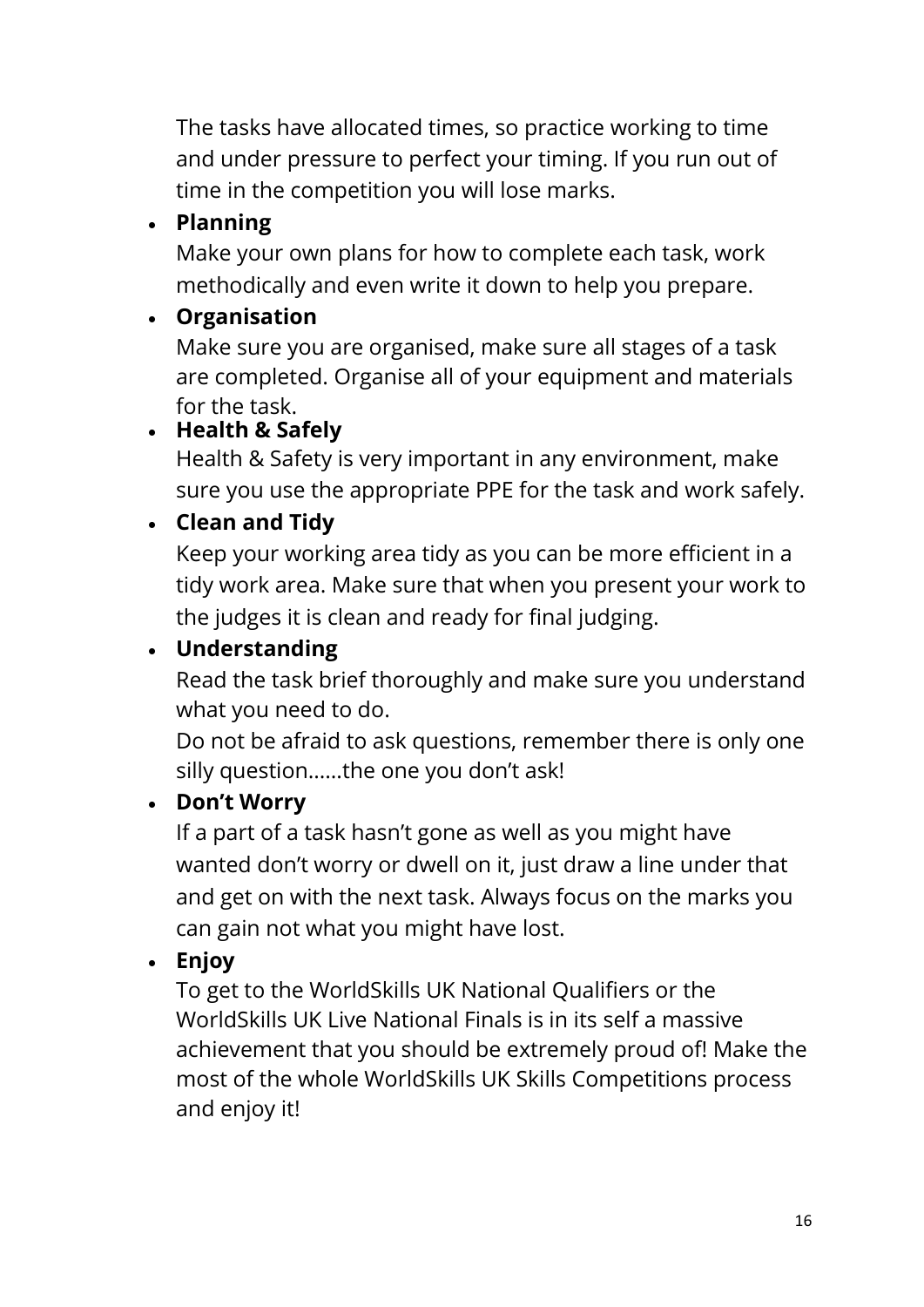The tasks have allocated times, so practice working to time and under pressure to perfect your timing. If you run out of time in the competition you will lose marks.

- **Planning**
  Make your own plans for how to complete each task, work methodically and even write it down to help you prepare.
- **Organisation**
  Make sure you are organised, make sure all stages of a task are completed. Organise all of your equipment and materials for the task.
- **Health & Safely**
  Health & Safety is very important in any environment, make sure you use the appropriate PPE for the task and work safely.
- **Clean and Tidy**
  Keep your working area tidy as you can be more efficient in a tidy work area. Make sure that when you present your work to the judges it is clean and ready for final judging.
- **Understanding**
  Read the task brief thoroughly and make sure you understand what you need to do.
  Do not be afraid to ask questions, remember there is only one silly question……the one you don't ask!
- **Don't Worry**
  If a part of a task hasn't gone as well as you might have wanted don't worry or dwell on it, just draw a line under that and get on with the next task. Always focus on the marks you can gain not what you might have lost.
- **Enjoy**
  To get to the WorldSkills UK National Qualifiers or the WorldSkills UK Live National Finals is in its self a massive achievement that you should be extremely proud of! Make the most of the whole WorldSkills UK Skills Competitions process and enjoy it!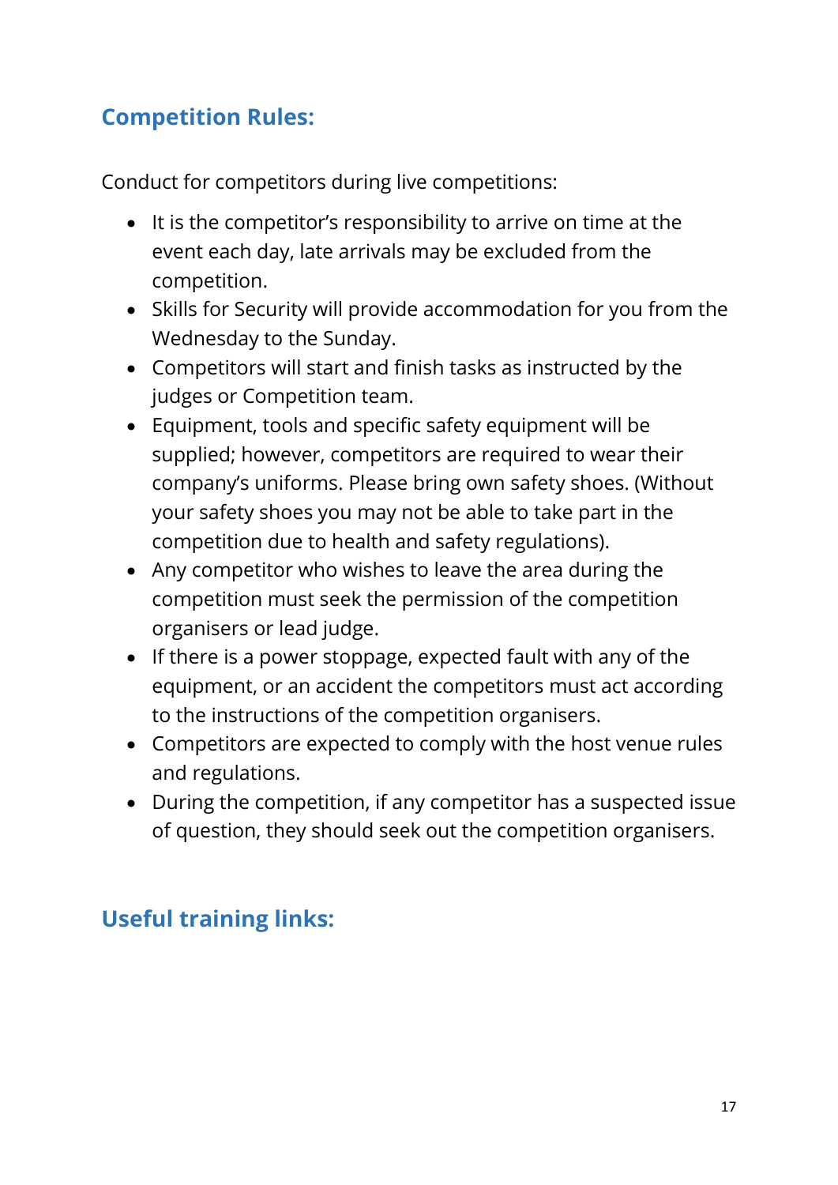## Competition Rules:

Conduct for competitors during live competitions:

- It is the competitor's responsibility to arrive on time at the event each day, late arrivals may be excluded from the competition.
- Skills for Security will provide accommodation for you from the Wednesday to the Sunday.
- Competitors will start and finish tasks as instructed by the judges or Competition team.
- Equipment, tools and specific safety equipment will be supplied; however, competitors are required to wear their company's uniforms. Please bring own safety shoes. (Without your safety shoes you may not be able to take part in the competition due to health and safety regulations).
- Any competitor who wishes to leave the area during the competition must seek the permission of the competition organisers or lead judge.
- If there is a power stoppage, expected fault with any of the equipment, or an accident the competitors must act according to the instructions of the competition organisers.
- Competitors are expected to comply with the host venue rules and regulations.
- During the competition, if any competitor has a suspected issue of question, they should seek out the competition organisers.

## Useful training links: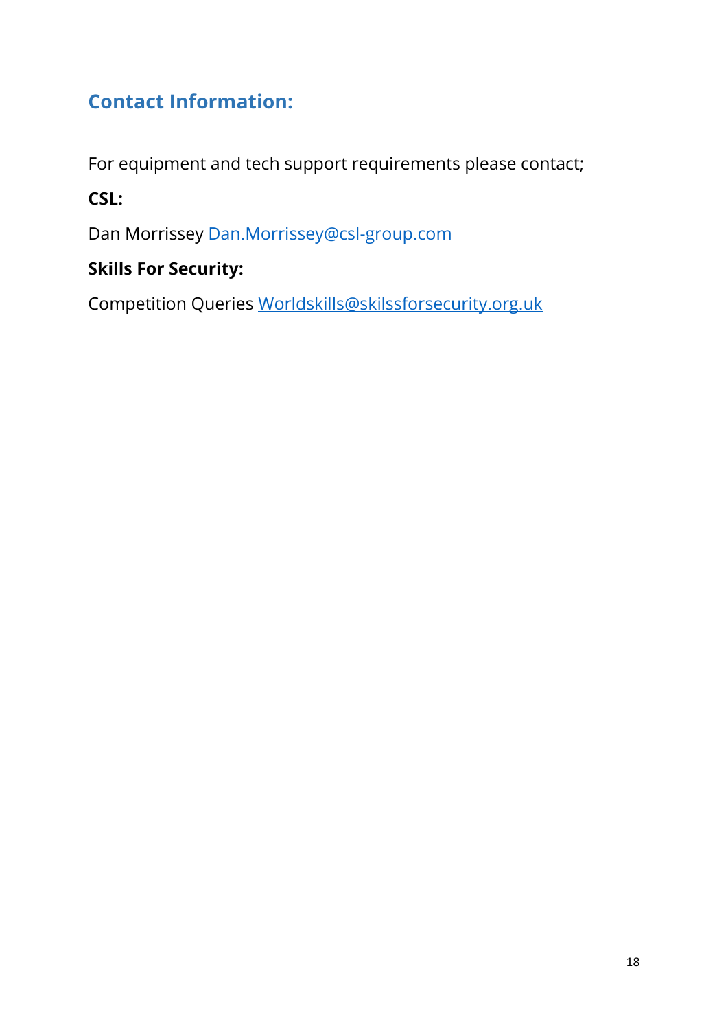## Contact Information:

For equipment and tech support requirements please contact;

**CSL:**

Dan Morrissey Dan.Morrissey@csl-group.com

**Skills For Security:**

Competition Queries Worldskills@skilssforsecurity.org.uk